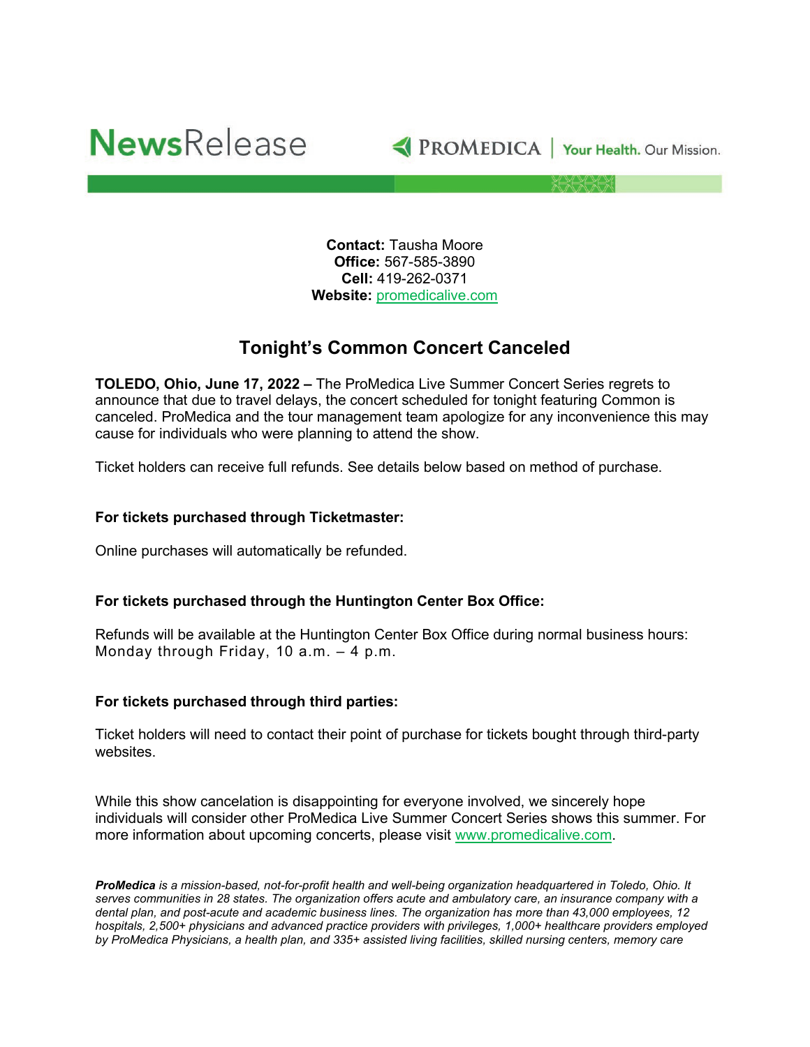NewsRelease

PROMEDICA | Your Health. Our Mission.

**Contact:** Tausha Moore
**Office:** 567-585-3890
**Cell:** 419-262-0371
**Website:** promedicalive.com

# Tonight's Common Concert Canceled

**TOLEDO, Ohio, June 17, 2022 –** The ProMedica Live Summer Concert Series regrets to announce that due to travel delays, the concert scheduled for tonight featuring Common is canceled. ProMedica and the tour management team apologize for any inconvenience this may cause for individuals who were planning to attend the show.

Ticket holders can receive full refunds. See details below based on method of purchase.

**For tickets purchased through Ticketmaster:**

Online purchases will automatically be refunded.

**For tickets purchased through the Huntington Center Box Office:**

Refunds will be available at the Huntington Center Box Office during normal business hours: Monday through Friday, 10 a.m. – 4 p.m.

**For tickets purchased through third parties:**

Ticket holders will need to contact their point of purchase for tickets bought through third-party websites.

While this show cancelation is disappointing for everyone involved, we sincerely hope individuals will consider other ProMedica Live Summer Concert Series shows this summer. For more information about upcoming concerts, please visit www.promedicalive.com.

***ProMedica** is a mission-based, not-for-profit health and well-being organization headquartered in Toledo, Ohio. It serves communities in 28 states. The organization offers acute and ambulatory care, an insurance company with a dental plan, and post-acute and academic business lines. The organization has more than 43,000 employees, 12 hospitals, 2,500+ physicians and advanced practice providers with privileges, 1,000+ healthcare providers employed by ProMedica Physicians, a health plan, and 335+ assisted living facilities, skilled nursing centers, memory care*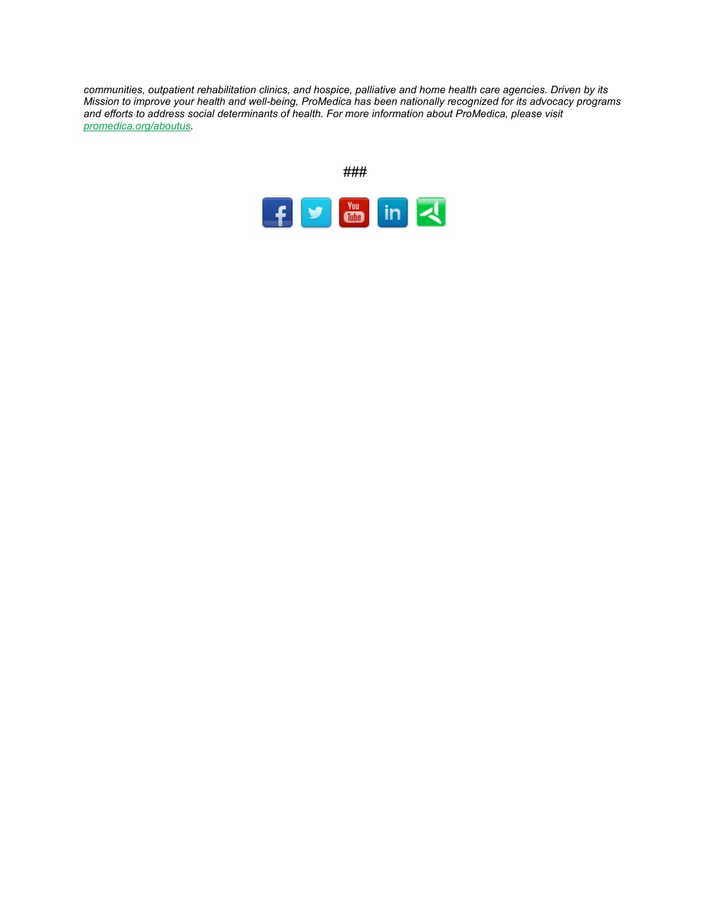*communities, outpatient rehabilitation clinics, and hospice, palliative and home health care agencies. Driven by its Mission to improve your health and well-being, ProMedica has been nationally recognized for its advocacy programs and efforts to address social determinants of health. For more information about ProMedica, please visit [promedica.org/aboutus](promedica.org/aboutus).*

###